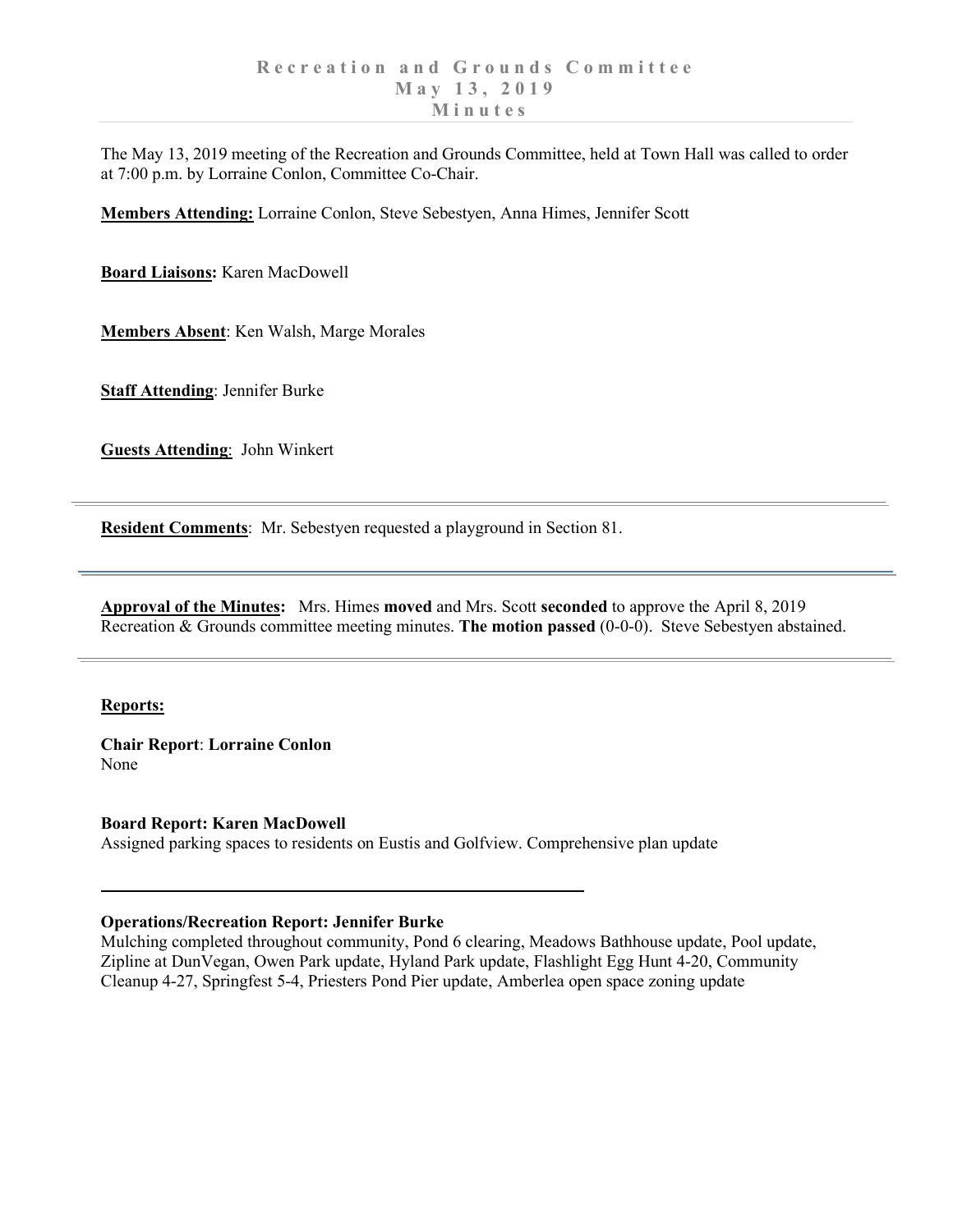# Recreation and Grounds Committee
# May 13, 2019
# Minutes

The May 13, 2019 meeting of the Recreation and Grounds Committee, held at Town Hall was called to order at 7:00 p.m. by Lorraine Conlon, Committee Co-Chair.

**Members Attending:** Lorraine Conlon, Steve Sebestyen, Anna Himes, Jennifer Scott

**Board Liaisons:** Karen MacDowell

**Members Absent**: Ken Walsh, Marge Morales

**Staff Attending**: Jennifer Burke

**Guests Attending**: John Winkert

---

**Resident Comments**: Mr. Sebestyen requested a playground in Section 81.

---

**Approval of the Minutes:** Mrs. Himes **moved** and Mrs. Scott **seconded** to approve the April 8, 2019 Recreation & Grounds committee meeting minutes. **The motion passed** (0-0-0). Steve Sebestyen abstained.

---

**Reports:**

**Chair Report**: **Lorraine Conlon**
None

**Board Report: Karen MacDowell**
Assigned parking spaces to residents on Eustis and Golfview. Comprehensive plan update

---

**Operations/Recreation Report: Jennifer Burke**
Mulching completed throughout community, Pond 6 clearing, Meadows Bathhouse update, Pool update, Zipline at DunVegan, Owen Park update, Hyland Park update, Flashlight Egg Hunt 4-20, Community Cleanup 4-27, Springfest 5-4, Priesters Pond Pier update, Amberlea open space zoning update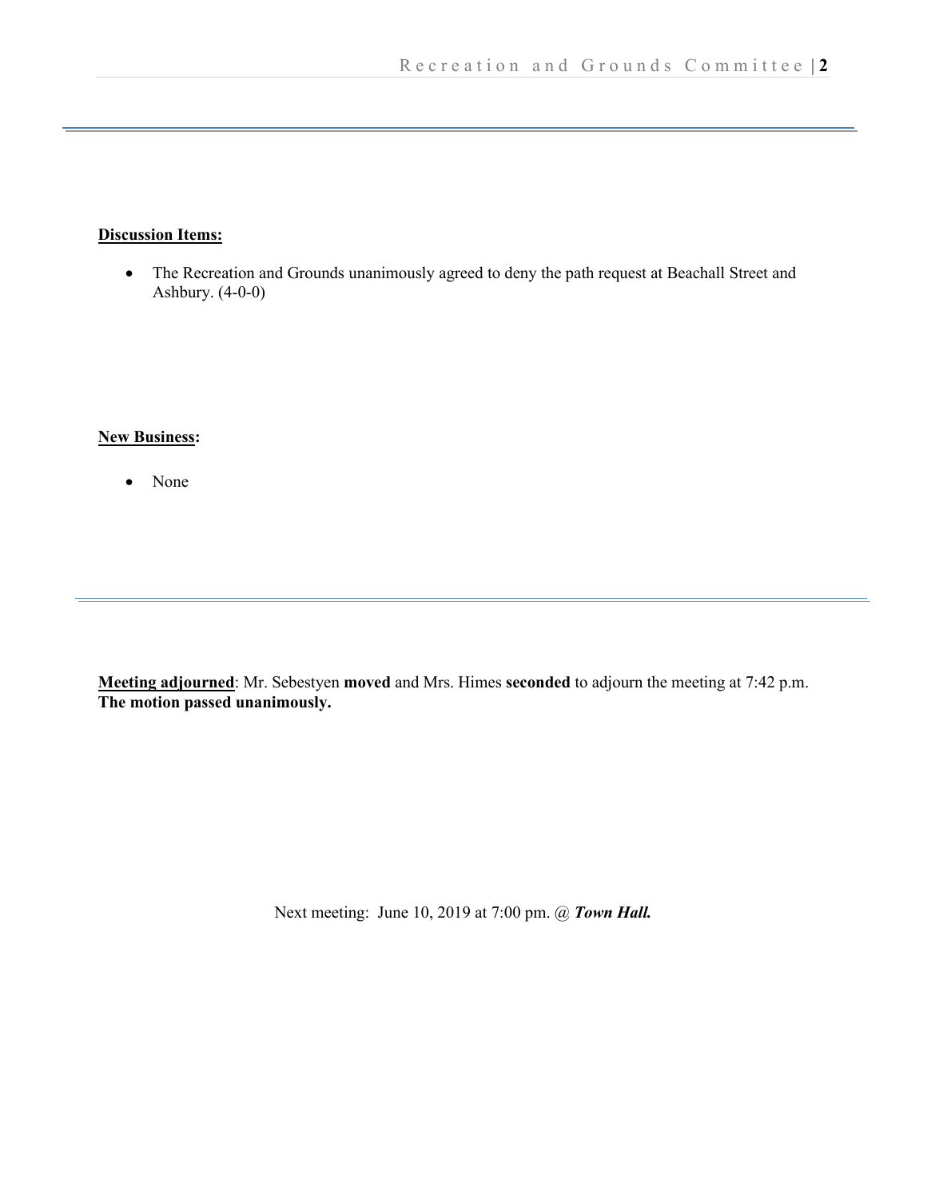**<u>Discussion Items:</u>**

- The Recreation and Grounds unanimously agreed to deny the path request at Beachall Street and Ashbury. (4-0-0)

**<u>New Business</u>:**

- None

---

**<u>Meeting adjourned</u>**: Mr. Sebestyen **moved** and Mrs. Himes **seconded** to adjourn the meeting at 7:42 p.m. **The motion passed unanimously.**

Next meeting: June 10, 2019 at 7:00 pm. @ ***Town Hall.***